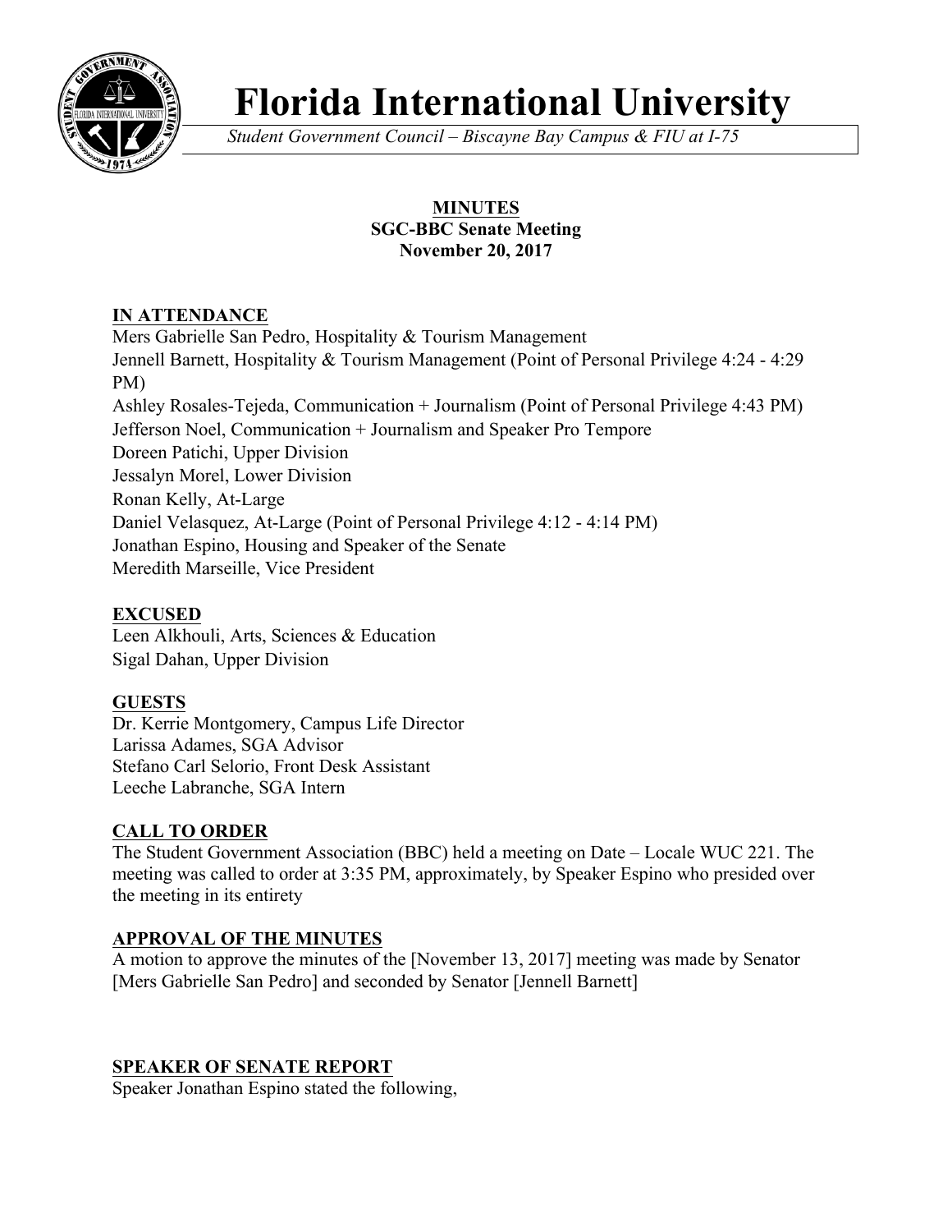# Florida International University

*Student Government Council – Biscayne Bay Campus & FIU at I-75*

**MINUTES**
**SGC-BBC Senate Meeting**
**November 20, 2017**

## IN ATTENDANCE

Mers Gabrielle San Pedro, Hospitality & Tourism Management
Jennell Barnett, Hospitality & Tourism Management (Point of Personal Privilege 4:24 - 4:29 PM)
Ashley Rosales-Tejeda, Communication + Journalism (Point of Personal Privilege 4:43 PM)
Jefferson Noel, Communication + Journalism and Speaker Pro Tempore
Doreen Patichi, Upper Division
Jessalyn Morel, Lower Division
Ronan Kelly, At-Large
Daniel Velasquez, At-Large (Point of Personal Privilege 4:12 - 4:14 PM)
Jonathan Espino, Housing and Speaker of the Senate
Meredith Marseille, Vice President

## EXCUSED

Leen Alkhouli, Arts, Sciences & Education
Sigal Dahan, Upper Division

## GUESTS

Dr. Kerrie Montgomery, Campus Life Director
Larissa Adames, SGA Advisor
Stefano Carl Selorio, Front Desk Assistant
Leeche Labranche, SGA Intern

## CALL TO ORDER

The Student Government Association (BBC) held a meeting on Date – Locale WUC 221. The meeting was called to order at 3:35 PM, approximately, by Speaker Espino who presided over the meeting in its entirety

## APPROVAL OF THE MINUTES

A motion to approve the minutes of the [November 13, 2017] meeting was made by Senator [Mers Gabrielle San Pedro] and seconded by Senator [Jennell Barnett]

## SPEAKER OF SENATE REPORT

Speaker Jonathan Espino stated the following,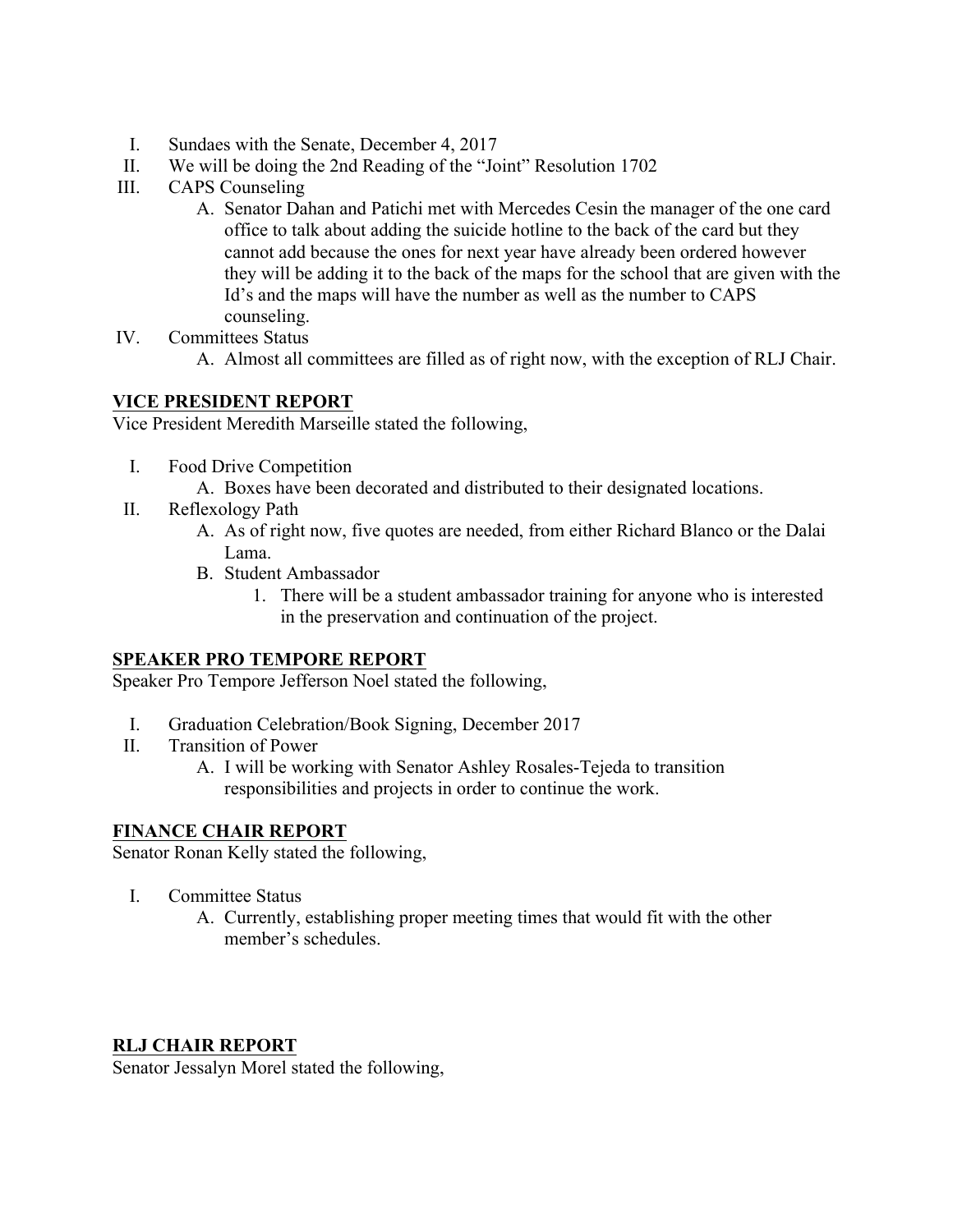I. Sundaes with the Senate, December 4, 2017
II. We will be doing the 2nd Reading of the "Joint" Resolution 1702
III. CAPS Counseling
    A. Senator Dahan and Patichi met with Mercedes Cesin the manager of the one card office to talk about adding the suicide hotline to the back of the card but they cannot add because the ones for next year have already been ordered however they will be adding it to the back of the maps for the school that are given with the Id's and the maps will have the number as well as the number to CAPS counseling.
IV. Committees Status
    A. Almost all committees are filled as of right now, with the exception of RLJ Chair.

## VICE PRESIDENT REPORT

Vice President Meredith Marseille stated the following,

I. Food Drive Competition
    A. Boxes have been decorated and distributed to their designated locations.
II. Reflexology Path
    A. As of right now, five quotes are needed, from either Richard Blanco or the Dalai Lama.
    B. Student Ambassador
        1. There will be a student ambassador training for anyone who is interested in the preservation and continuation of the project.

## SPEAKER PRO TEMPORE REPORT

Speaker Pro Tempore Jefferson Noel stated the following,

I. Graduation Celebration/Book Signing, December 2017
II. Transition of Power
    A. I will be working with Senator Ashley Rosales-Tejeda to transition responsibilities and projects in order to continue the work.

## FINANCE CHAIR REPORT

Senator Ronan Kelly stated the following,

I. Committee Status
    A. Currently, establishing proper meeting times that would fit with the other member's schedules.

## RLJ CHAIR REPORT

Senator Jessalyn Morel stated the following,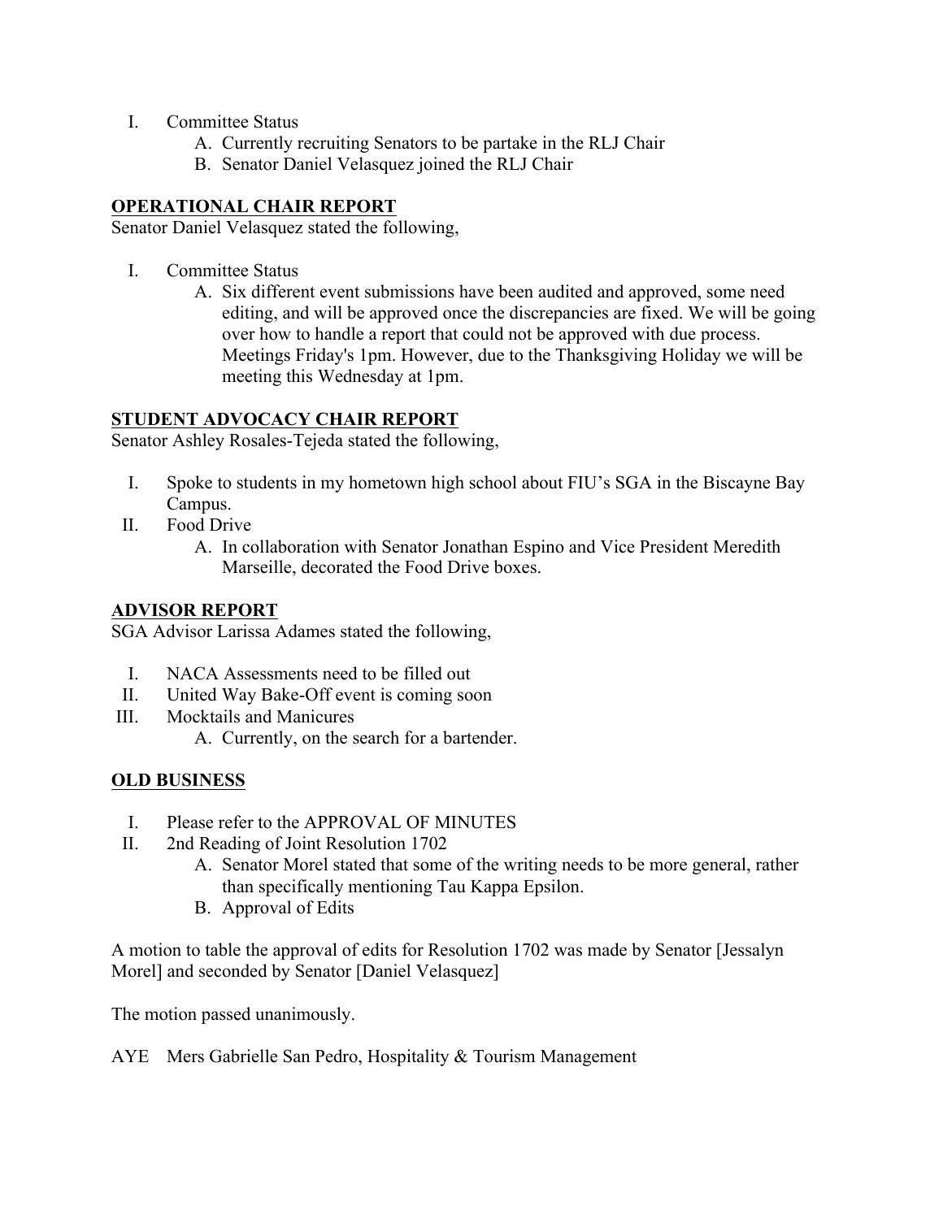I. Committee Status
   A. Currently recruiting Senators to be partake in the RLJ Chair
   B. Senator Daniel Velasquez joined the RLJ Chair

**OPERATIONAL CHAIR REPORT**
Senator Daniel Velasquez stated the following,

I. Committee Status
   A. Six different event submissions have been audited and approved, some need editing, and will be approved once the discrepancies are fixed. We will be going over how to handle a report that could not be approved with due process. Meetings Friday's 1pm. However, due to the Thanksgiving Holiday we will be meeting this Wednesday at 1pm.

**STUDENT ADVOCACY CHAIR REPORT**
Senator Ashley Rosales-Tejeda stated the following,

I. Spoke to students in my hometown high school about FIU's SGA in the Biscayne Bay Campus.
II. Food Drive
   A. In collaboration with Senator Jonathan Espino and Vice President Meredith Marseille, decorated the Food Drive boxes.

**ADVISOR REPORT**
SGA Advisor Larissa Adames stated the following,

I. NACA Assessments need to be filled out
II. United Way Bake-Off event is coming soon
III. Mocktails and Manicures
   A. Currently, on the search for a bartender.

**OLD BUSINESS**

I. Please refer to the APPROVAL OF MINUTES
II. 2nd Reading of Joint Resolution 1702
   A. Senator Morel stated that some of the writing needs to be more general, rather than specifically mentioning Tau Kappa Epsilon.
   B. Approval of Edits

A motion to table the approval of edits for Resolution 1702 was made by Senator [Jessalyn Morel] and seconded by Senator [Daniel Velasquez]

The motion passed unanimously.

AYE Mers Gabrielle San Pedro, Hospitality & Tourism Management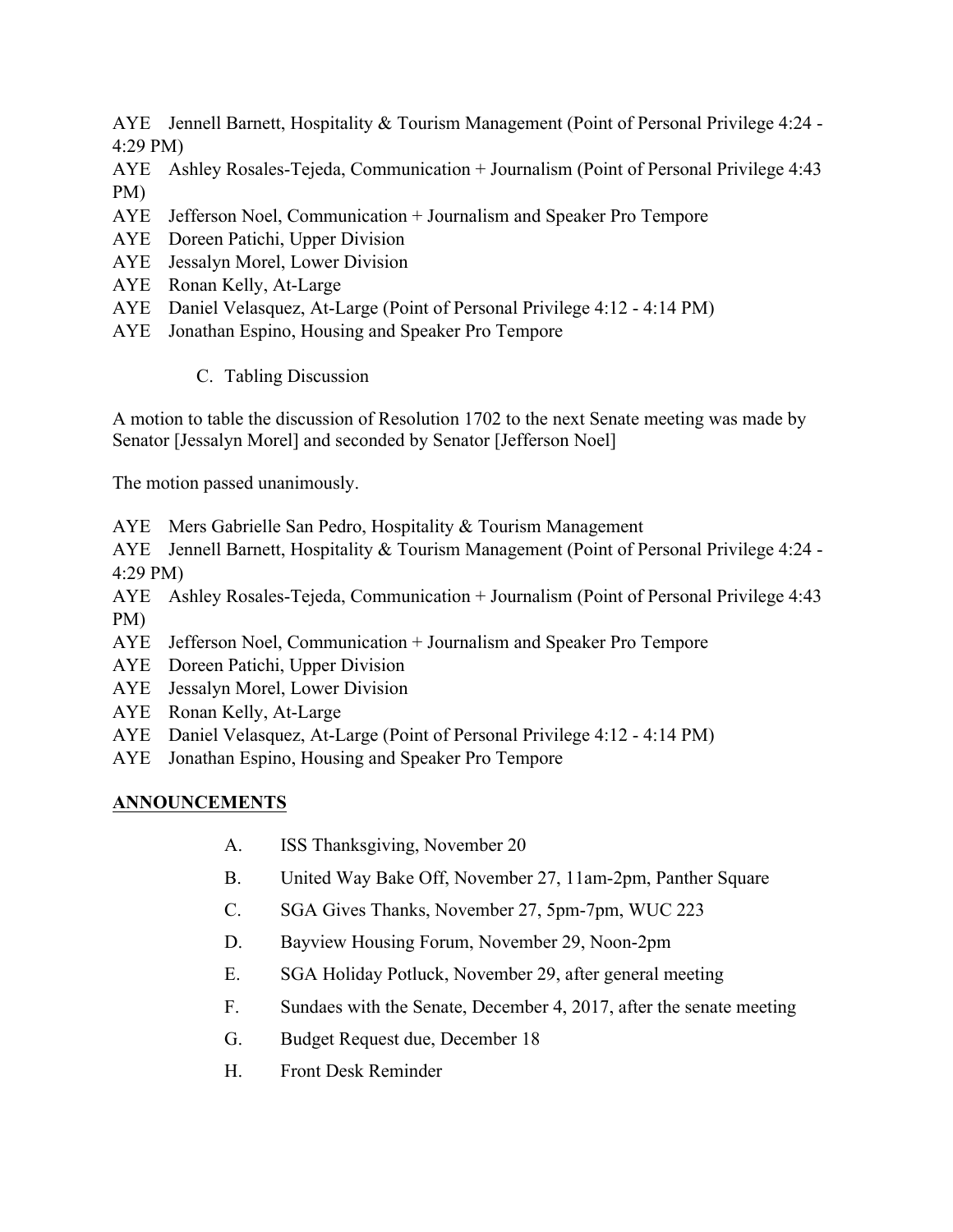AYE Jennell Barnett, Hospitality & Tourism Management (Point of Personal Privilege 4:24 - 4:29 PM)
AYE Ashley Rosales-Tejeda, Communication + Journalism (Point of Personal Privilege 4:43 PM)
AYE Jefferson Noel, Communication + Journalism and Speaker Pro Tempore
AYE Doreen Patichi, Upper Division
AYE Jessalyn Morel, Lower Division
AYE Ronan Kelly, At-Large
AYE Daniel Velasquez, At-Large (Point of Personal Privilege 4:12 - 4:14 PM)
AYE Jonathan Espino, Housing and Speaker Pro Tempore

C. Tabling Discussion

A motion to table the discussion of Resolution 1702 to the next Senate meeting was made by Senator [Jessalyn Morel] and seconded by Senator [Jefferson Noel]

The motion passed unanimously.

AYE Mers Gabrielle San Pedro, Hospitality & Tourism Management
AYE Jennell Barnett, Hospitality & Tourism Management (Point of Personal Privilege 4:24 - 4:29 PM)
AYE Ashley Rosales-Tejeda, Communication + Journalism (Point of Personal Privilege 4:43 PM)
AYE Jefferson Noel, Communication + Journalism and Speaker Pro Tempore
AYE Doreen Patichi, Upper Division
AYE Jessalyn Morel, Lower Division
AYE Ronan Kelly, At-Large
AYE Daniel Velasquez, At-Large (Point of Personal Privilege 4:12 - 4:14 PM)
AYE Jonathan Espino, Housing and Speaker Pro Tempore

## ANNOUNCEMENTS

A. ISS Thanksgiving, November 20

B. United Way Bake Off, November 27, 11am-2pm, Panther Square

C. SGA Gives Thanks, November 27, 5pm-7pm, WUC 223

D. Bayview Housing Forum, November 29, Noon-2pm

E. SGA Holiday Potluck, November 29, after general meeting

F. Sundaes with the Senate, December 4, 2017, after the senate meeting

G. Budget Request due, December 18

H. Front Desk Reminder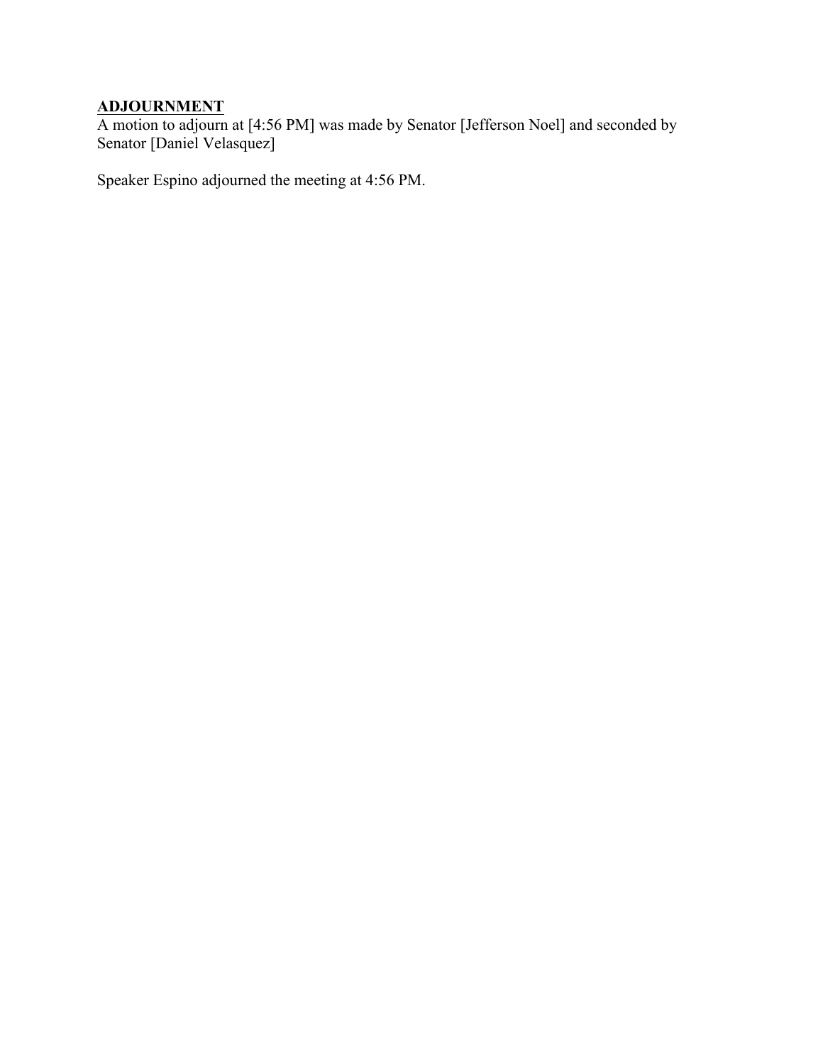## **ADJOURNMENT**

A motion to adjourn at [4:56 PM] was made by Senator [Jefferson Noel] and seconded by Senator [Daniel Velasquez]

Speaker Espino adjourned the meeting at 4:56 PM.